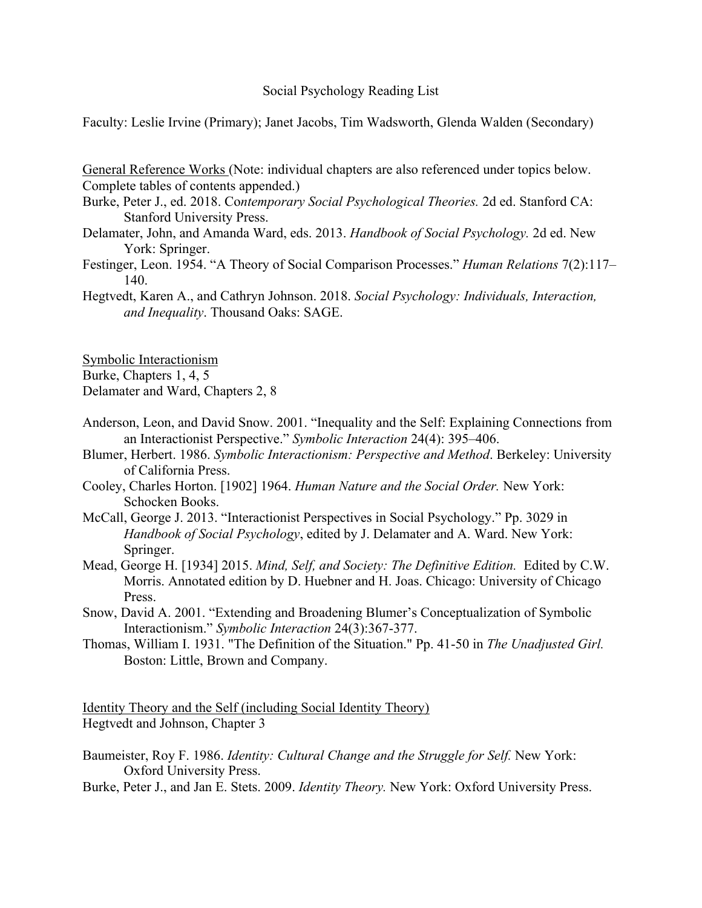# Social Psychology Reading List

Faculty: Leslie Irvine (Primary); Janet Jacobs, Tim Wadsworth, Glenda Walden (Secondary)

## General Reference Works

(Note: individual chapters are also referenced under topics below. Complete tables of contents appended.)

Burke, Peter J., ed. 2018. Co*ntemporary Social Psychological Theories.* 2d ed. Stanford CA: Stanford University Press.

Delamater, John, and Amanda Ward, eds. 2013. *Handbook of Social Psychology.* 2d ed. New York: Springer.

Festinger, Leon. 1954. "A Theory of Social Comparison Processes." *Human Relations* 7(2):117–140.

Hegtvedt, Karen A., and Cathryn Johnson. 2018. *Social Psychology: Individuals, Interaction, and Inequality*. Thousand Oaks: SAGE.

## Symbolic Interactionism

Burke, Chapters 1, 4, 5

Delamater and Ward, Chapters 2, 8

Anderson, Leon, and David Snow. 2001. "Inequality and the Self: Explaining Connections from an Interactionist Perspective." *Symbolic Interaction* 24(4): 395–406.

Blumer, Herbert. 1986. *Symbolic Interactionism: Perspective and Method*. Berkeley: University of California Press.

Cooley, Charles Horton. [1902] 1964. *Human Nature and the Social Order.* New York: Schocken Books.

McCall, George J. 2013. "Interactionist Perspectives in Social Psychology." Pp. 3029 in *Handbook of Social Psychology*, edited by J. Delamater and A. Ward. New York: Springer.

Mead, George H. [1934] 2015. *Mind, Self, and Society: The Definitive Edition.* Edited by C.W. Morris. Annotated edition by D. Huebner and H. Joas. Chicago: University of Chicago Press.

Snow, David A. 2001. "Extending and Broadening Blumer's Conceptualization of Symbolic Interactionism." *Symbolic Interaction* 24(3):367-377.

Thomas, William I. 1931. "The Definition of the Situation." Pp. 41-50 in *The Unadjusted Girl.* Boston: Little, Brown and Company.

## Identity Theory and the Self (including Social Identity Theory)

Hegtvedt and Johnson, Chapter 3

Baumeister, Roy F. 1986. *Identity: Cultural Change and the Struggle for Self.* New York: Oxford University Press.

Burke, Peter J., and Jan E. Stets. 2009. *Identity Theory.* New York: Oxford University Press.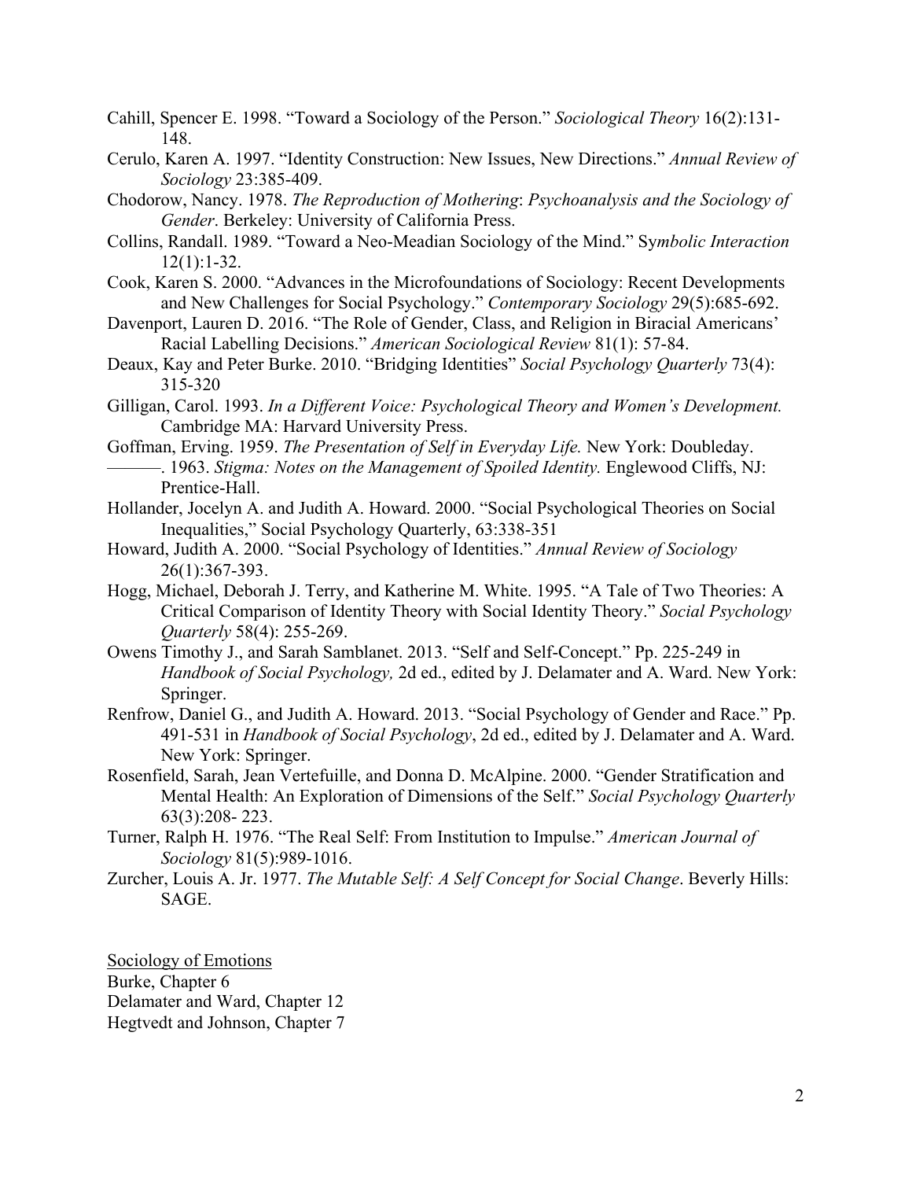Cahill, Spencer E. 1998. "Toward a Sociology of the Person." *Sociological Theory* 16(2):131-148.

Cerulo, Karen A. 1997. "Identity Construction: New Issues, New Directions." *Annual Review of Sociology* 23:385-409.

Chodorow, Nancy. 1978. *The Reproduction of Mothering*: *Psychoanalysis and the Sociology of Gender*. Berkeley: University of California Press.

Collins, Randall. 1989. "Toward a Neo-Meadian Sociology of the Mind." Sy*mbolic Interaction* 12(1):1-32.

Cook, Karen S. 2000. "Advances in the Microfoundations of Sociology: Recent Developments and New Challenges for Social Psychology." *Contemporary Sociology* 29(5):685-692.

Davenport, Lauren D. 2016. "The Role of Gender, Class, and Religion in Biracial Americans' Racial Labelling Decisions." *American Sociological Review* 81(1): 57-84.

Deaux, Kay and Peter Burke. 2010. "Bridging Identities" *Social Psychology Quarterly* 73(4): 315-320

Gilligan, Carol. 1993. *In a Different Voice: Psychological Theory and Women's Development.* Cambridge MA: Harvard University Press.

Goffman, Erving. 1959. *The Presentation of Self in Everyday Life.* New York: Doubleday.

———. 1963. *Stigma: Notes on the Management of Spoiled Identity.* Englewood Cliffs, NJ: Prentice-Hall.

Hollander, Jocelyn A. and Judith A. Howard. 2000. "Social Psychological Theories on Social Inequalities," Social Psychology Quarterly, 63:338-351

Howard, Judith A. 2000. "Social Psychology of Identities." *Annual Review of Sociology* 26(1):367-393.

Hogg, Michael, Deborah J. Terry, and Katherine M. White. 1995. "A Tale of Two Theories: A Critical Comparison of Identity Theory with Social Identity Theory." *Social Psychology Quarterly* 58(4): 255-269.

Owens Timothy J., and Sarah Samblanet. 2013. "Self and Self-Concept." Pp. 225-249 in *Handbook of Social Psychology,* 2d ed., edited by J. Delamater and A. Ward. New York: Springer.

Renfrow, Daniel G., and Judith A. Howard. 2013. "Social Psychology of Gender and Race." Pp. 491-531 in *Handbook of Social Psychology*, 2d ed., edited by J. Delamater and A. Ward. New York: Springer.

Rosenfield, Sarah, Jean Vertefuille, and Donna D. McAlpine. 2000. "Gender Stratification and Mental Health: An Exploration of Dimensions of the Self." *Social Psychology Quarterly* 63(3):208- 223.

Turner, Ralph H. 1976. "The Real Self: From Institution to Impulse." *American Journal of Sociology* 81(5):989-1016.

Zurcher, Louis A. Jr. 1977. *The Mutable Self: A Self Concept for Social Change*. Beverly Hills: SAGE.

<u>Sociology of Emotions</u>

Burke, Chapter 6

Delamater and Ward, Chapter 12

Hegtvedt and Johnson, Chapter 7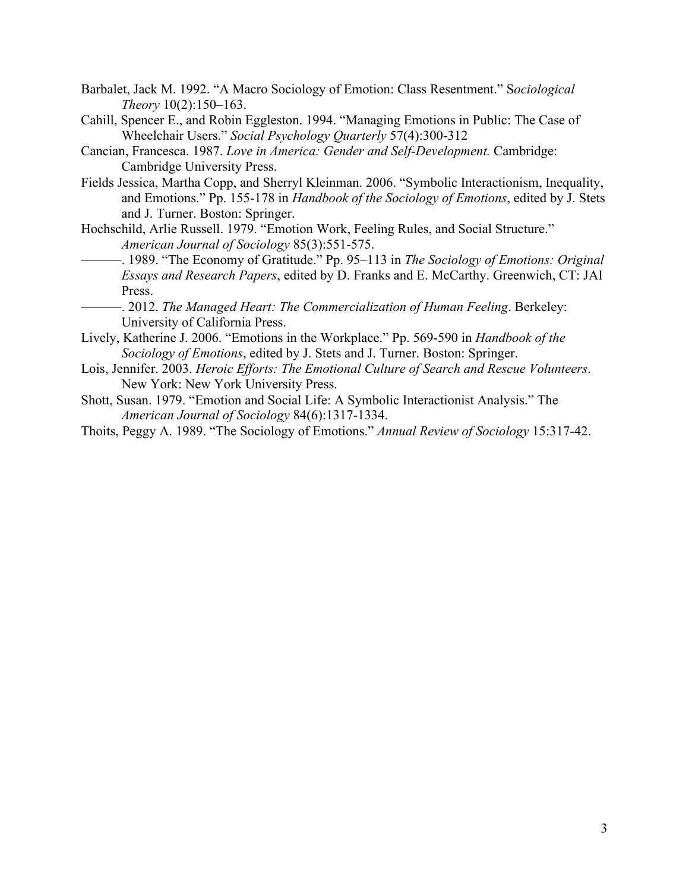Barbalet, Jack M. 1992. “A Macro Sociology of Emotion: Class Resentment.” S*ociological Theory* 10(2):150–163.

Cahill, Spencer E., and Robin Eggleston. 1994. “Managing Emotions in Public: The Case of Wheelchair Users.” *Social Psychology Quarterly* 57(4):300-312

Cancian, Francesca. 1987. *Love in America: Gender and Self-Development.* Cambridge: Cambridge University Press.

Fields Jessica, Martha Copp, and Sherryl Kleinman. 2006. “Symbolic Interactionism, Inequality, and Emotions.” Pp. 155-178 in *Handbook of the Sociology of Emotions*, edited by J. Stets and J. Turner. Boston: Springer.

Hochschild, Arlie Russell. 1979. “Emotion Work, Feeling Rules, and Social Structure.” *American Journal of Sociology* 85(3):551-575.

———. 1989. “The Economy of Gratitude.” Pp. 95–113 in *The Sociology of Emotions: Original Essays and Research Papers*, edited by D. Franks and E. McCarthy. Greenwich, CT: JAI Press.

———. 2012. *The Managed Heart: The Commercialization of Human Feeling*. Berkeley: University of California Press.

Lively, Katherine J. 2006. “Emotions in the Workplace.” Pp. 569-590 in *Handbook of the Sociology of Emotions*, edited by J. Stets and J. Turner. Boston: Springer.

Lois, Jennifer. 2003. *Heroic Efforts: The Emotional Culture of Search and Rescue Volunteers*. New York: New York University Press.

Shott, Susan. 1979. “Emotion and Social Life: A Symbolic Interactionist Analysis.” The *American Journal of Sociology* 84(6):1317-1334.

Thoits, Peggy A. 1989. “The Sociology of Emotions.” *Annual Review of Sociology* 15:317-42.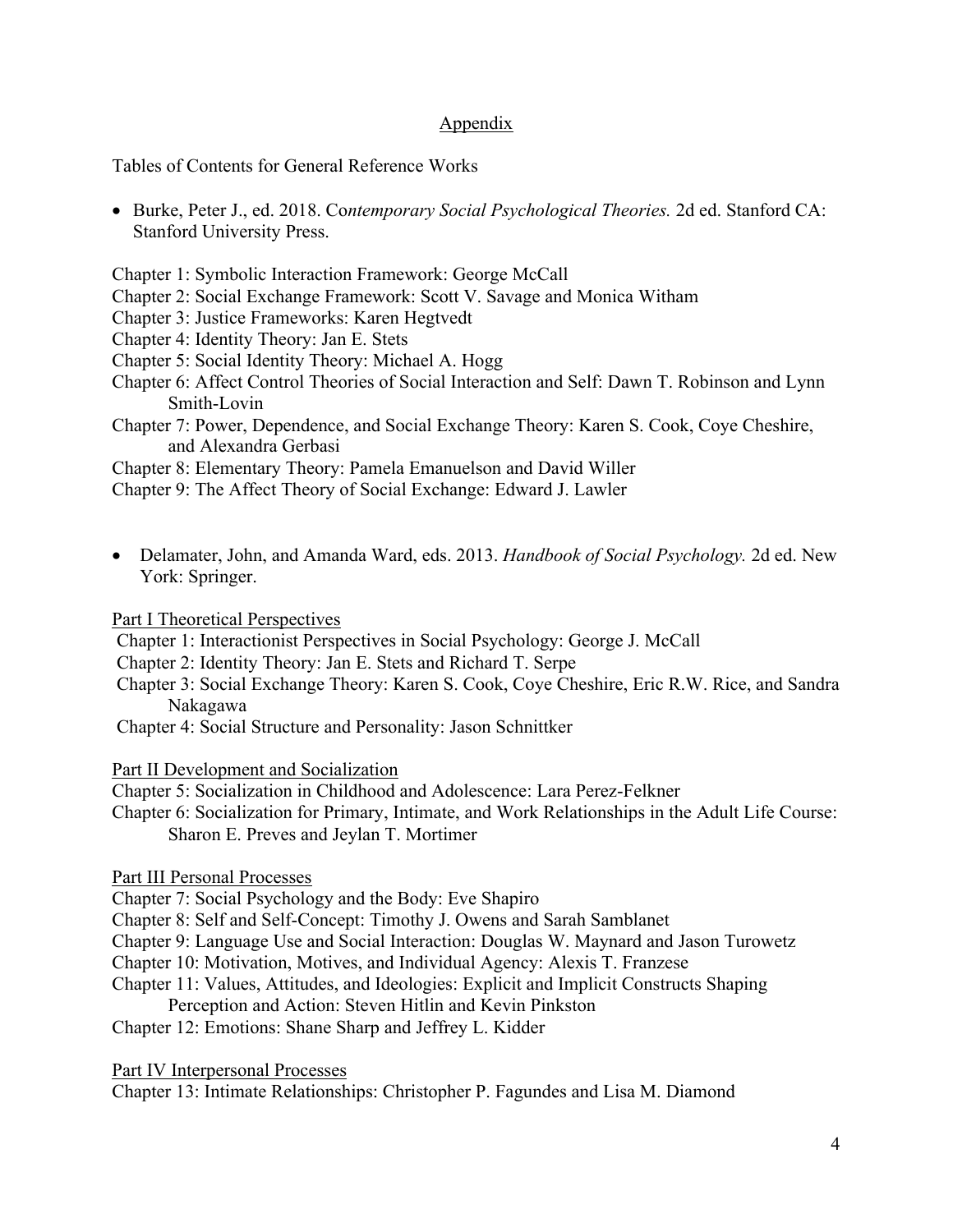## Appendix

Tables of Contents for General Reference Works

- Burke, Peter J., ed. 2018. Co*ntemporary Social Psychological Theories.* 2d ed. Stanford CA: Stanford University Press.

Chapter 1: Symbolic Interaction Framework: George McCall
Chapter 2: Social Exchange Framework: Scott V. Savage and Monica Witham
Chapter 3: Justice Frameworks: Karen Hegtvedt
Chapter 4: Identity Theory: Jan E. Stets
Chapter 5: Social Identity Theory: Michael A. Hogg
Chapter 6: Affect Control Theories of Social Interaction and Self: Dawn T. Robinson and Lynn Smith-Lovin
Chapter 7: Power, Dependence, and Social Exchange Theory: Karen S. Cook, Coye Cheshire, and Alexandra Gerbasi
Chapter 8: Elementary Theory: Pamela Emanuelson and David Willer
Chapter 9: The Affect Theory of Social Exchange: Edward J. Lawler

- Delamater, John, and Amanda Ward, eds. 2013. *Handbook of Social Psychology.* 2d ed. New York: Springer.

Part I Theoretical Perspectives
Chapter 1: Interactionist Perspectives in Social Psychology: George J. McCall
Chapter 2: Identity Theory: Jan E. Stets and Richard T. Serpe
Chapter 3: Social Exchange Theory: Karen S. Cook, Coye Cheshire, Eric R.W. Rice, and Sandra Nakagawa
Chapter 4: Social Structure and Personality: Jason Schnittker

Part II Development and Socialization
Chapter 5: Socialization in Childhood and Adolescence: Lara Perez-Felkner
Chapter 6: Socialization for Primary, Intimate, and Work Relationships in the Adult Life Course: Sharon E. Preves and Jeylan T. Mortimer

Part III Personal Processes
Chapter 7: Social Psychology and the Body: Eve Shapiro
Chapter 8: Self and Self-Concept: Timothy J. Owens and Sarah Samblanet
Chapter 9: Language Use and Social Interaction: Douglas W. Maynard and Jason Turowetz
Chapter 10: Motivation, Motives, and Individual Agency: Alexis T. Franzese
Chapter 11: Values, Attitudes, and Ideologies: Explicit and Implicit Constructs Shaping Perception and Action: Steven Hitlin and Kevin Pinkston
Chapter 12: Emotions: Shane Sharp and Jeffrey L. Kidder

Part IV Interpersonal Processes
Chapter 13: Intimate Relationships: Christopher P. Fagundes and Lisa M. Diamond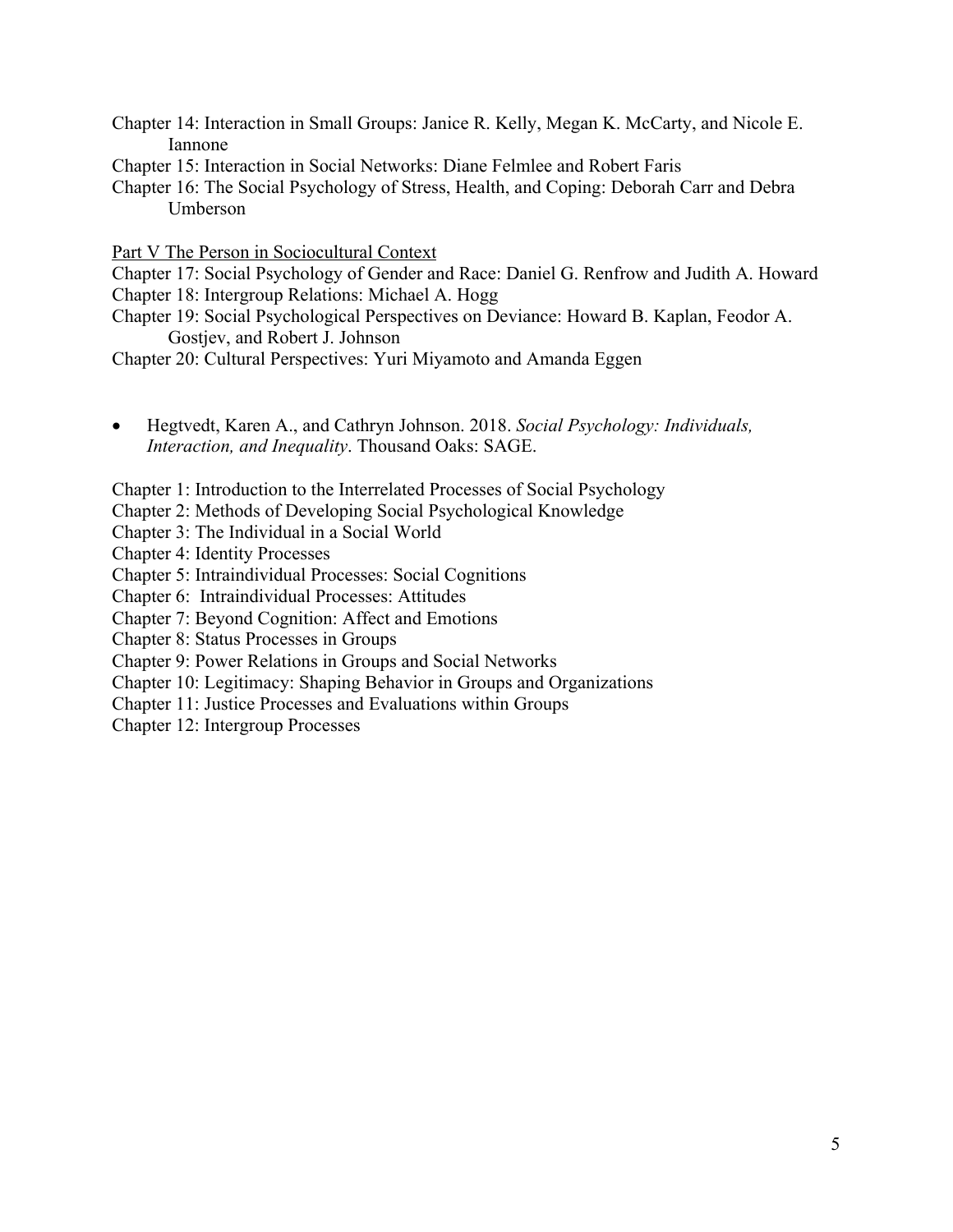Chapter 14: Interaction in Small Groups: Janice R. Kelly, Megan K. McCarty, and Nicole E. Iannone

Chapter 15: Interaction in Social Networks: Diane Felmlee and Robert Faris

Chapter 16: The Social Psychology of Stress, Health, and Coping: Deborah Carr and Debra Umberson

<u>Part V The Person in Sociocultural Context</u>

Chapter 17: Social Psychology of Gender and Race: Daniel G. Renfrow and Judith A. Howard

Chapter 18: Intergroup Relations: Michael A. Hogg

Chapter 19: Social Psychological Perspectives on Deviance: Howard B. Kaplan, Feodor A. Gostjev, and Robert J. Johnson

Chapter 20: Cultural Perspectives: Yuri Miyamoto and Amanda Eggen

- Hegtvedt, Karen A., and Cathryn Johnson. 2018. *Social Psychology: Individuals, Interaction, and Inequality*. Thousand Oaks: SAGE.

Chapter 1: Introduction to the Interrelated Processes of Social Psychology

Chapter 2: Methods of Developing Social Psychological Knowledge

Chapter 3: The Individual in a Social World

Chapter 4: Identity Processes

Chapter 5: Intraindividual Processes: Social Cognitions

Chapter 6: Intraindividual Processes: Attitudes

Chapter 7: Beyond Cognition: Affect and Emotions

Chapter 8: Status Processes in Groups

Chapter 9: Power Relations in Groups and Social Networks

Chapter 10: Legitimacy: Shaping Behavior in Groups and Organizations

Chapter 11: Justice Processes and Evaluations within Groups

Chapter 12: Intergroup Processes